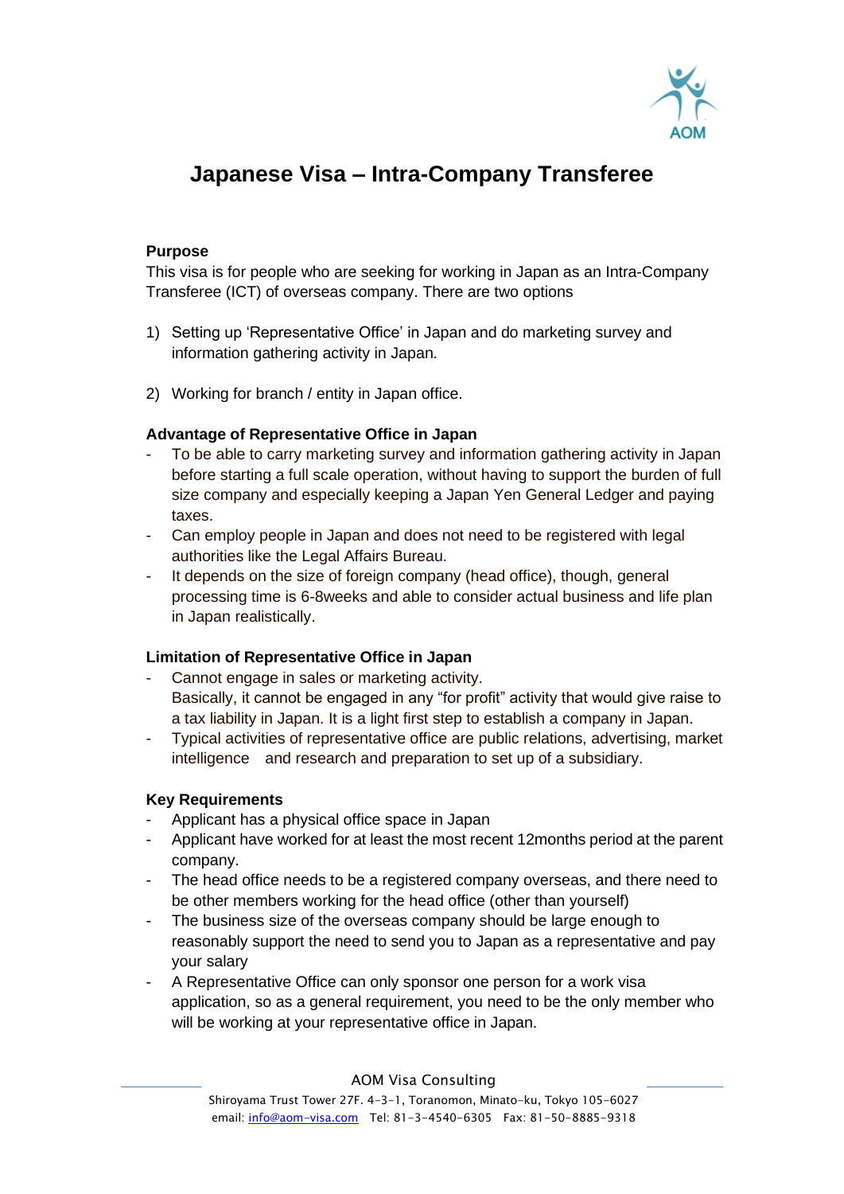# Japanese Visa – Intra-Company Transferee

**Purpose**

This visa is for people who are seeking for working in Japan as an Intra-Company Transferee (ICT) of overseas company. There are two options

1) Setting up 'Representative Office' in Japan and do marketing survey and information gathering activity in Japan.

2) Working for branch / entity in Japan office.

**Advantage of Representative Office in Japan**

- To be able to carry marketing survey and information gathering activity in Japan before starting a full scale operation, without having to support the burden of full size company and especially keeping a Japan Yen General Ledger and paying taxes.
- Can employ people in Japan and does not need to be registered with legal authorities like the Legal Affairs Bureau.
- It depends on the size of foreign company (head office), though, general processing time is 6-8weeks and able to consider actual business and life plan in Japan realistically.

**Limitation of Representative Office in Japan**

- Cannot engage in sales or marketing activity.
  Basically, it cannot be engaged in any "for profit" activity that would give raise to a tax liability in Japan. It is a light first step to establish a company in Japan.
- Typical activities of representative office are public relations, advertising, market intelligence and research and preparation to set up of a subsidiary.

**Key Requirements**

- Applicant has a physical office space in Japan
- Applicant have worked for at least the most recent 12months period at the parent company.
- The head office needs to be a registered company overseas, and there need to be other members working for the head office (other than yourself)
- The business size of the overseas company should be large enough to reasonably support the need to send you to Japan as a representative and pay your salary
- A Representative Office can only sponsor one person for a work visa application, so as a general requirement, you need to be the only member who will be working at your representative office in Japan.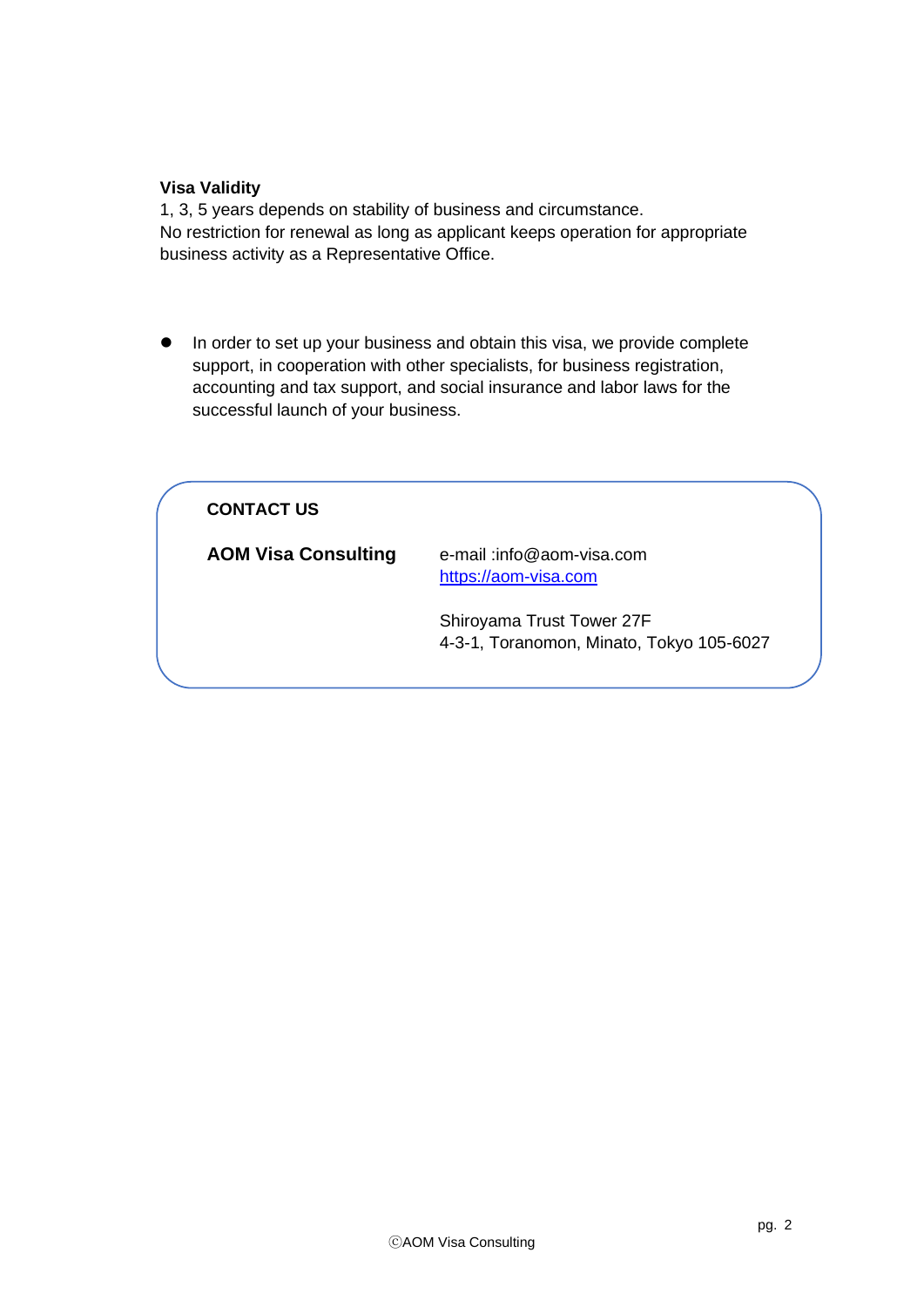**Visa Validity**

1, 3, 5 years depends on stability of business and circumstance.
No restriction for renewal as long as applicant keeps operation for appropriate business activity as a Representative Office.

- In order to set up your business and obtain this visa, we provide complete support, in cooperation with other specialists, for business registration, accounting and tax support, and social insurance and labor laws for the successful launch of your business.

**CONTACT US**

| | |
|---|---|
| **AOM Visa Consulting** | e-mail :info@aom-visa.com<br>https://aom-visa.com<br><br>Shiroyama Trust Tower 27F<br>4-3-1, Toranomon, Minato, Tokyo 105-6027 |

ⒸAOM Visa Consulting